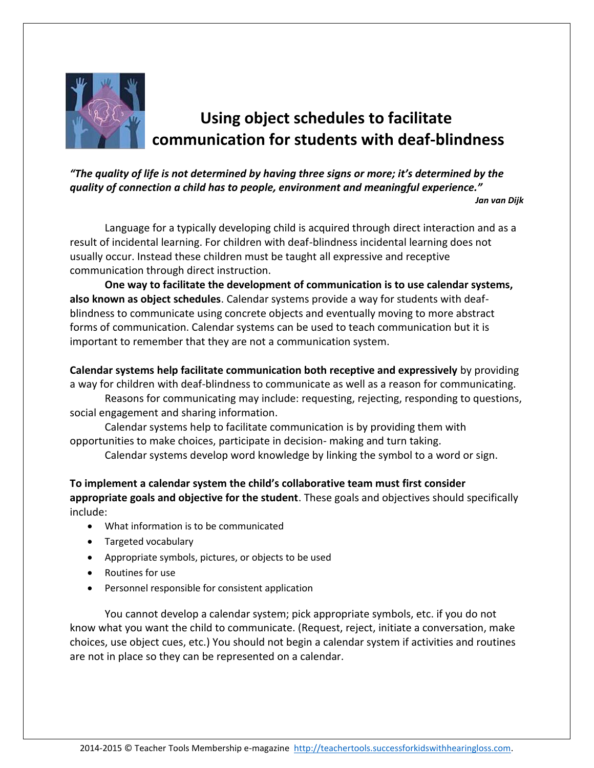# Using object schedules to facilitate communication for students with deaf-blindness

***"The quality of life is not determined by having three signs or more; it's determined by the quality of connection a child has to people, environment and meaningful experience."***

***Jan van Dijk***

Language for a typically developing child is acquired through direct interaction and as a result of incidental learning. For children with deaf-blindness incidental learning does not usually occur. Instead these children must be taught all expressive and receptive communication through direct instruction.

**One way to facilitate the development of communication is to use calendar systems, also known as object schedules**. Calendar systems provide a way for students with deaf-blindness to communicate using concrete objects and eventually moving to more abstract forms of communication. Calendar systems can be used to teach communication but it is important to remember that they are not a communication system.

**Calendar systems help facilitate communication both receptive and expressively** by providing a way for children with deaf-blindness to communicate as well as a reason for communicating.

Reasons for communicating may include: requesting, rejecting, responding to questions, social engagement and sharing information.

Calendar systems help to facilitate communication is by providing them with opportunities to make choices, participate in decision- making and turn taking.

Calendar systems develop word knowledge by linking the symbol to a word or sign.

**To implement a calendar system the child's collaborative team must first consider appropriate goals and objective for the student**. These goals and objectives should specifically include:

- What information is to be communicated
- Targeted vocabulary
- Appropriate symbols, pictures, or objects to be used
- Routines for use
- Personnel responsible for consistent application

You cannot develop a calendar system; pick appropriate symbols, etc. if you do not know what you want the child to communicate. (Request, reject, initiate a conversation, make choices, use object cues, etc.) You should not begin a calendar system if activities and routines are not in place so they can be represented on a calendar.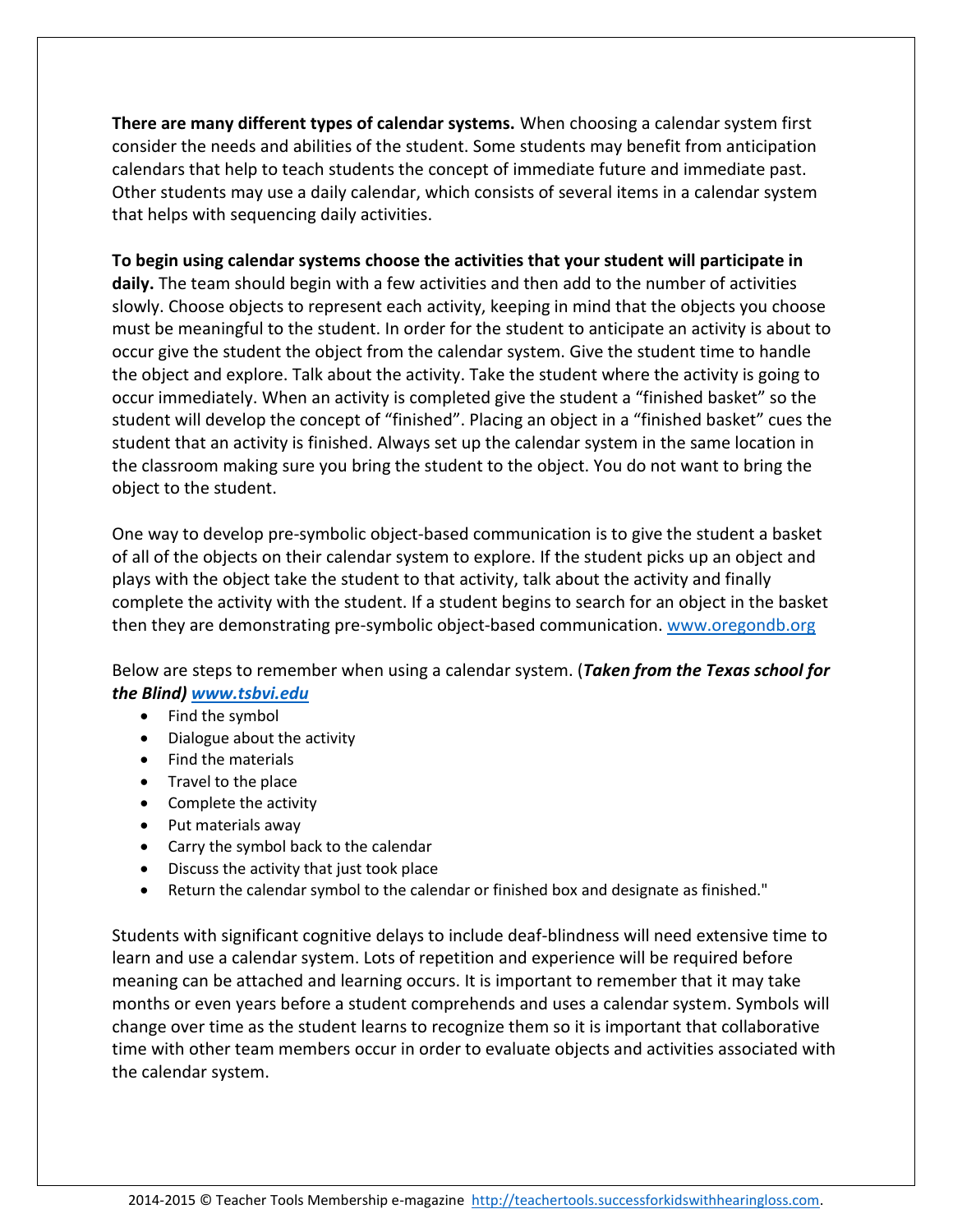**There are many different types of calendar systems.** When choosing a calendar system first consider the needs and abilities of the student. Some students may benefit from anticipation calendars that help to teach students the concept of immediate future and immediate past. Other students may use a daily calendar, which consists of several items in a calendar system that helps with sequencing daily activities.

**To begin using calendar systems choose the activities that your student will participate in daily.** The team should begin with a few activities and then add to the number of activities slowly. Choose objects to represent each activity, keeping in mind that the objects you choose must be meaningful to the student. In order for the student to anticipate an activity is about to occur give the student the object from the calendar system. Give the student time to handle the object and explore. Talk about the activity. Take the student where the activity is going to occur immediately. When an activity is completed give the student a "finished basket" so the student will develop the concept of "finished". Placing an object in a "finished basket" cues the student that an activity is finished. Always set up the calendar system in the same location in the classroom making sure you bring the student to the object. You do not want to bring the object to the student.

One way to develop pre-symbolic object-based communication is to give the student a basket of all of the objects on their calendar system to explore. If the student picks up an object and plays with the object take the student to that activity, talk about the activity and finally complete the activity with the student. If a student begins to search for an object in the basket then they are demonstrating pre-symbolic object-based communication. www.oregondb.org

Below are steps to remember when using a calendar system. (***Taken from the Texas school for the Blind) www.tsbvi.edu***

- Find the symbol
- Dialogue about the activity
- Find the materials
- Travel to the place
- Complete the activity
- Put materials away
- Carry the symbol back to the calendar
- Discuss the activity that just took place
- Return the calendar symbol to the calendar or finished box and designate as finished."

Students with significant cognitive delays to include deaf-blindness will need extensive time to learn and use a calendar system. Lots of repetition and experience will be required before meaning can be attached and learning occurs. It is important to remember that it may take months or even years before a student comprehends and uses a calendar system. Symbols will change over time as the student learns to recognize them so it is important that collaborative time with other team members occur in order to evaluate objects and activities associated with the calendar system.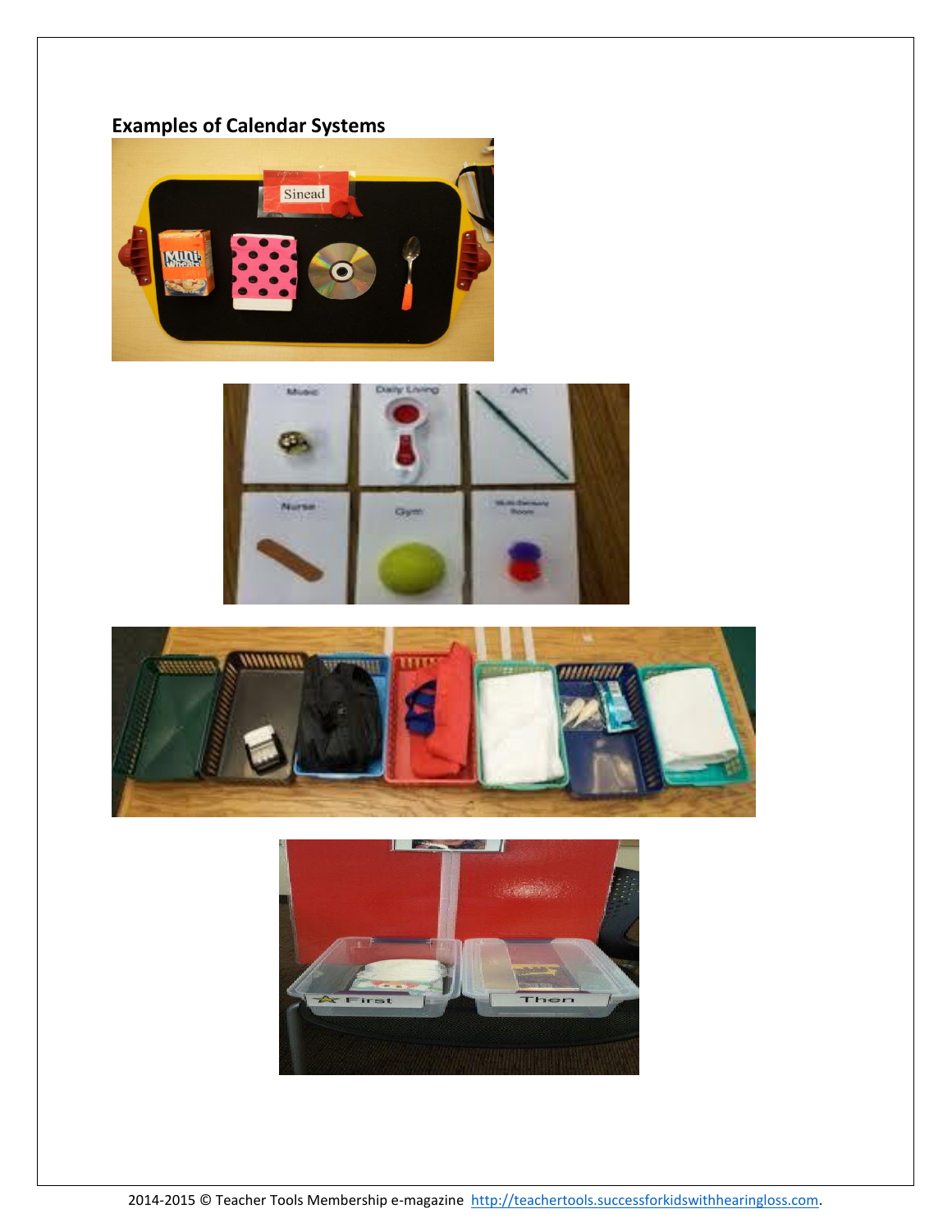## Examples of Calendar Systems